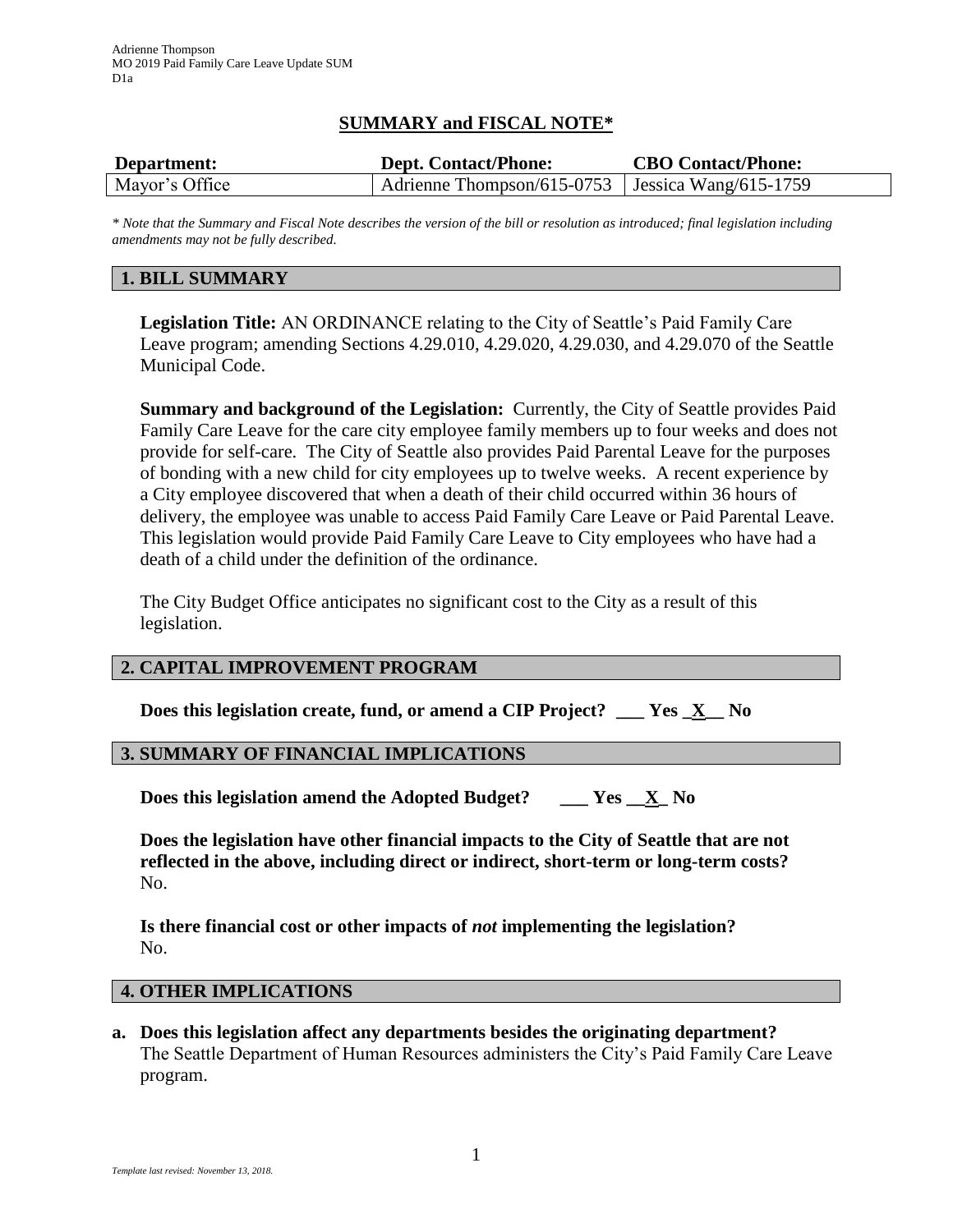Adrienne Thompson
MO 2019 Paid Family Care Leave Update SUM
D1a

# SUMMARY and FISCAL NOTE*

| Department: | Dept. Contact/Phone: | CBO Contact/Phone: |
|---|---|---|
| Mayor's Office | Adrienne Thompson/615-0753 | Jessica Wang/615-1759 |

*\* Note that the Summary and Fiscal Note describes the version of the bill or resolution as introduced; final legislation including amendments may not be fully described.*

## 1. BILL SUMMARY

**Legislation Title:** AN ORDINANCE relating to the City of Seattle's Paid Family Care Leave program; amending Sections 4.29.010, 4.29.020, 4.29.030, and 4.29.070 of the Seattle Municipal Code.

**Summary and background of the Legislation:** Currently, the City of Seattle provides Paid Family Care Leave for the care city employee family members up to four weeks and does not provide for self-care. The City of Seattle also provides Paid Parental Leave for the purposes of bonding with a new child for city employees up to twelve weeks. A recent experience by a City employee discovered that when a death of their child occurred within 36 hours of delivery, the employee was unable to access Paid Family Care Leave or Paid Parental Leave. This legislation would provide Paid Family Care Leave to City employees who have had a death of a child under the definition of the ordinance.

The City Budget Office anticipates no significant cost to the City as a result of this legislation.

## 2. CAPITAL IMPROVEMENT PROGRAM

**Does this legislation create, fund, or amend a CIP Project? \_\_\_ Yes \_X\_\_ No**

## 3. SUMMARY OF FINANCIAL IMPLICATIONS

**Does this legislation amend the Adopted Budget? \_\_\_ Yes \_\_X\_ No**

**Does the legislation have other financial impacts to the City of Seattle that are not reflected in the above, including direct or indirect, short-term or long-term costs?**
No.

**Is there financial cost or other impacts of *not* implementing the legislation?**
No.

## 4. OTHER IMPLICATIONS

**a. Does this legislation affect any departments besides the originating department?**
The Seattle Department of Human Resources administers the City's Paid Family Care Leave program.

*Template last revised: November 13, 2018.*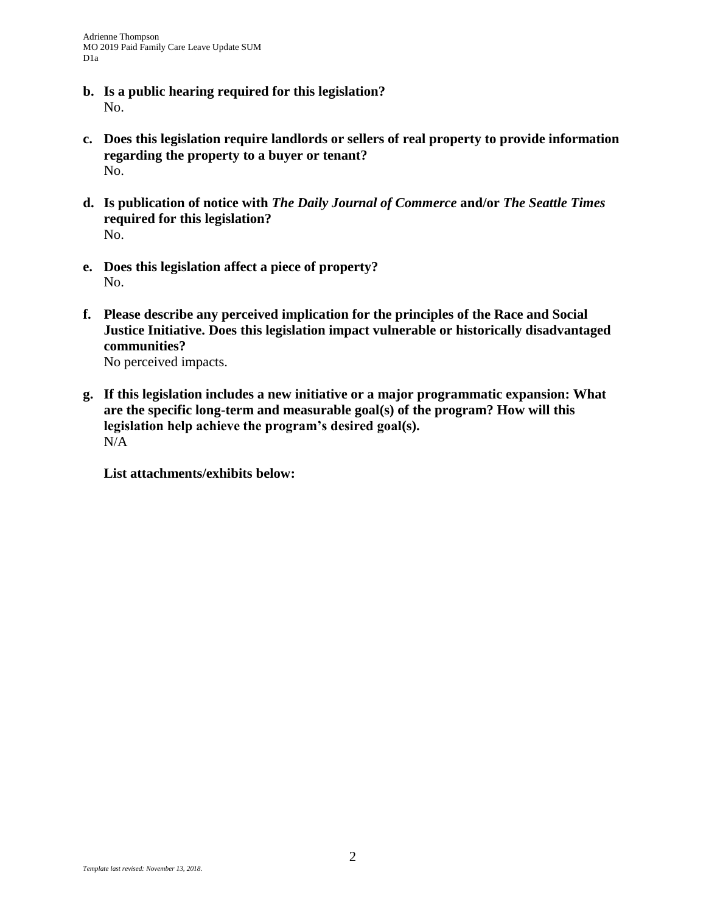**b. Is a public hearing required for this legislation?**
No.

**c. Does this legislation require landlords or sellers of real property to provide information regarding the property to a buyer or tenant?**
No.

**d. Is publication of notice with *The Daily Journal of Commerce* and/or *The Seattle Times* required for this legislation?**
No.

**e. Does this legislation affect a piece of property?**
No.

**f. Please describe any perceived implication for the principles of the Race and Social Justice Initiative. Does this legislation impact vulnerable or historically disadvantaged communities?**
No perceived impacts.

**g. If this legislation includes a new initiative or a major programmatic expansion: What are the specific long-term and measurable goal(s) of the program? How will this legislation help achieve the program's desired goal(s).**
N/A

**List attachments/exhibits below:**